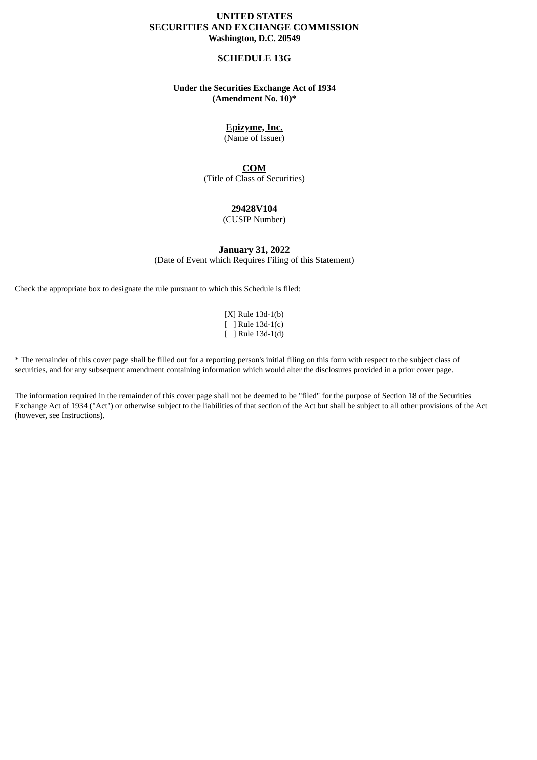**UNITED STATES**
**SECURITIES AND EXCHANGE COMMISSION**
**Washington, D.C. 20549**

# SCHEDULE 13G

**Under the Securities Exchange Act of 1934**
**(Amendment No. 10)***

**Epizyme, Inc.**
(Name of Issuer)

**COM**
(Title of Class of Securities)

**29428V104**
(CUSIP Number)

**January 31, 2022**
(Date of Event which Requires Filing of this Statement)

Check the appropriate box to designate the rule pursuant to which this Schedule is filed:

[X] Rule 13d-1(b)
[ ] Rule 13d-1(c)
[ ] Rule 13d-1(d)

* The remainder of this cover page shall be filled out for a reporting person's initial filing on this form with respect to the subject class of securities, and for any subsequent amendment containing information which would alter the disclosures provided in a prior cover page.

The information required in the remainder of this cover page shall not be deemed to be "filed" for the purpose of Section 18 of the Securities Exchange Act of 1934 ("Act") or otherwise subject to the liabilities of that section of the Act but shall be subject to all other provisions of the Act (however, see Instructions).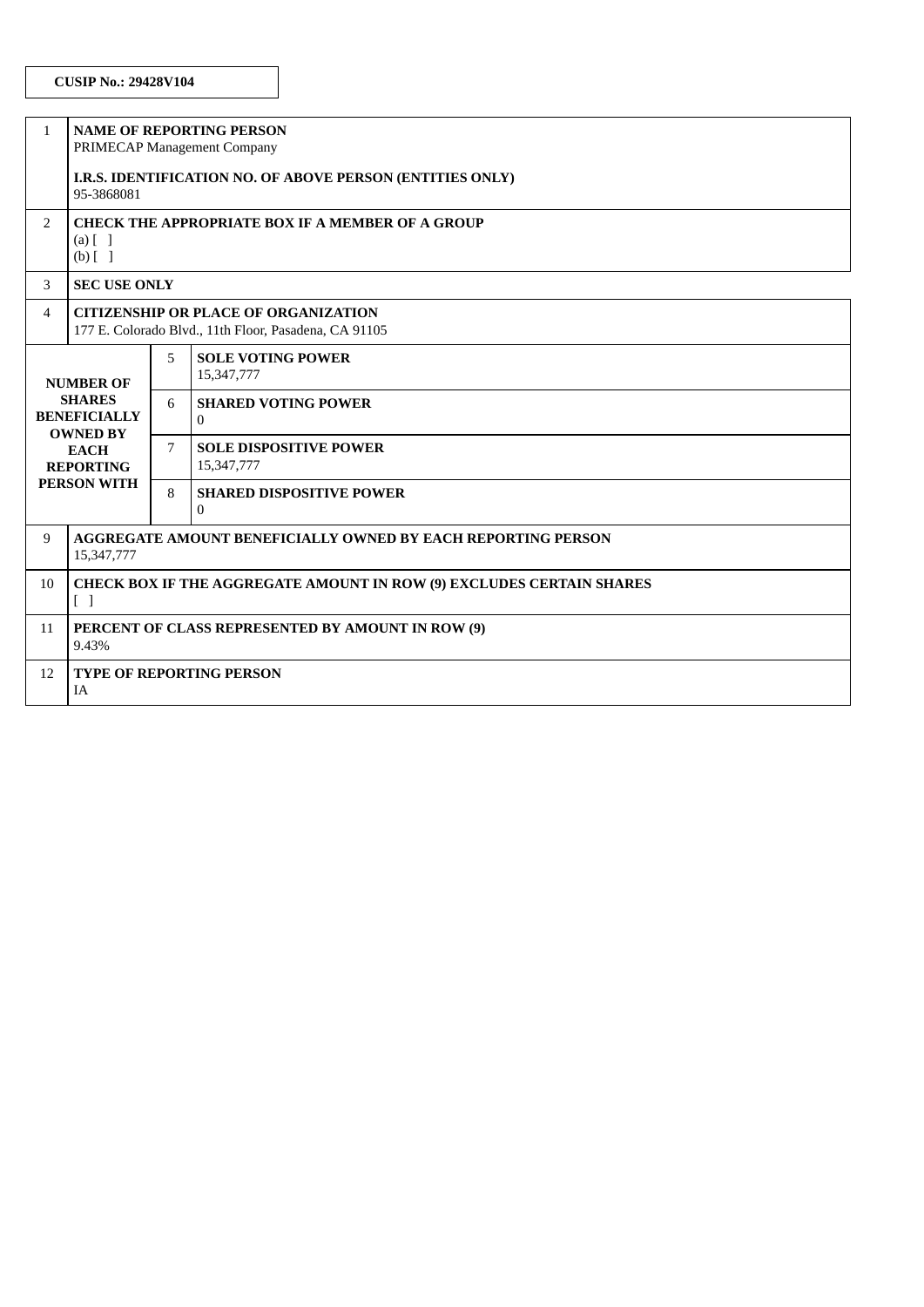**CUSIP No.: 29428V104**

| | | | |
|---|---|---|---|
| 1 | **NAME OF REPORTING PERSON**<br>PRIMECAP Management Company<br><br>**I.R.S. IDENTIFICATION NO. OF ABOVE PERSON (ENTITIES ONLY)**<br>95-3868081 | | |
| 2 | **CHECK THE APPROPRIATE BOX IF A MEMBER OF A GROUP**<br>(a) [ ]<br>(b) [ ] | | |
| 3 | **SEC USE ONLY** | | |
| 4 | **CITIZENSHIP OR PLACE OF ORGANIZATION**<br>177 E. Colorado Blvd., 11th Floor, Pasadena, CA 91105 | | |
| **NUMBER OF SHARES BENEFICIALLY OWNED BY EACH REPORTING PERSON WITH** | | 5 | **SOLE VOTING POWER**<br>15,347,777 |
| | | 6 | **SHARED VOTING POWER**<br>0 |
| | | 7 | **SOLE DISPOSITIVE POWER**<br>15,347,777 |
| | | 8 | **SHARED DISPOSITIVE POWER**<br>0 |
| 9 | **AGGREGATE AMOUNT BENEFICIALLY OWNED BY EACH REPORTING PERSON**<br>15,347,777 | | |
| 10 | **CHECK BOX IF THE AGGREGATE AMOUNT IN ROW (9) EXCLUDES CERTAIN SHARES**<br>[ ] | | |
| 11 | **PERCENT OF CLASS REPRESENTED BY AMOUNT IN ROW (9)**<br>9.43% | | |
| 12 | **TYPE OF REPORTING PERSON**<br>IA | | |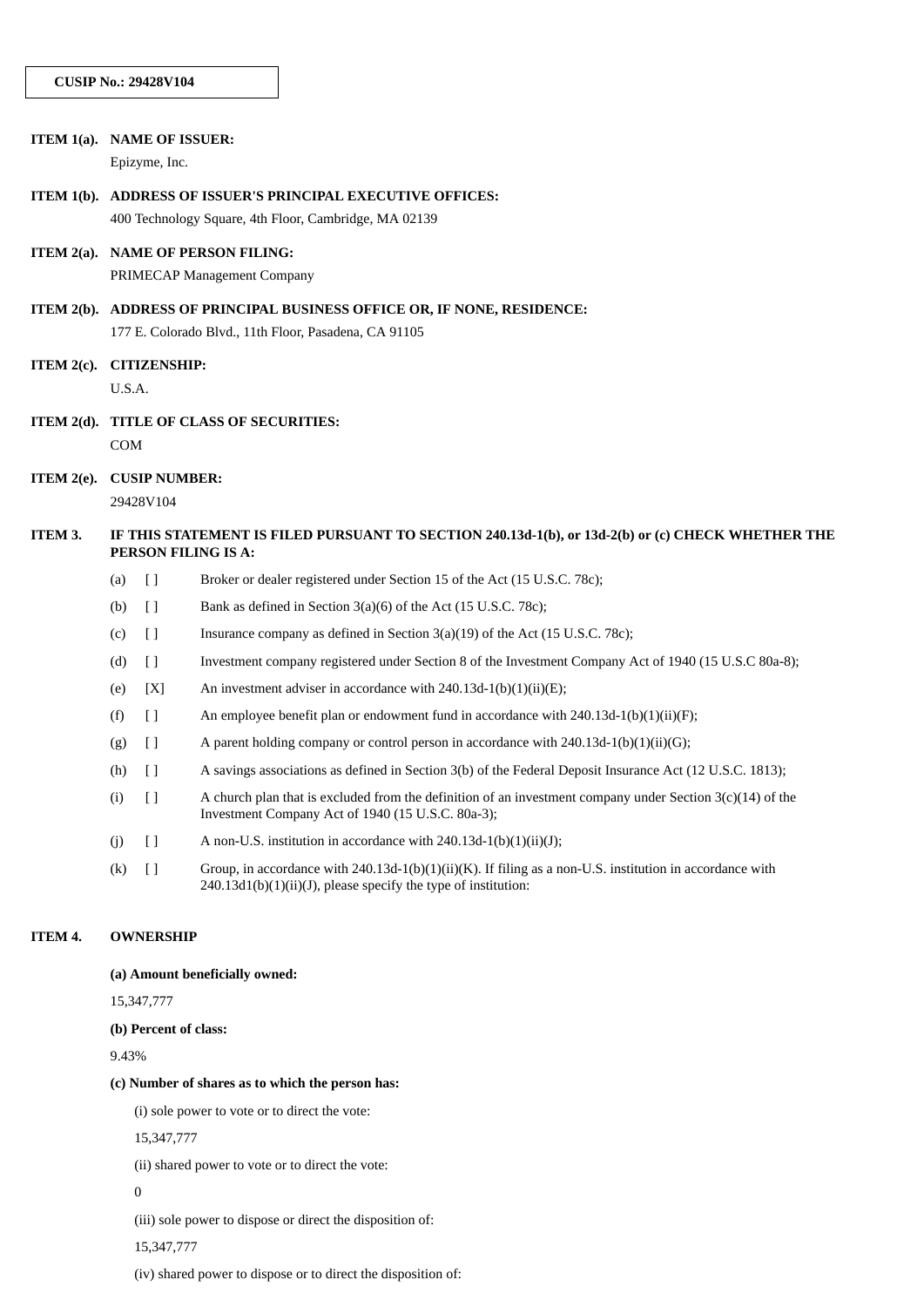**CUSIP No.: 29428V104**

**ITEM 1(a). NAME OF ISSUER:**

Epizyme, Inc.

**ITEM 1(b). ADDRESS OF ISSUER'S PRINCIPAL EXECUTIVE OFFICES:**

400 Technology Square, 4th Floor, Cambridge, MA 02139

**ITEM 2(a). NAME OF PERSON FILING:**

PRIMECAP Management Company

**ITEM 2(b). ADDRESS OF PRINCIPAL BUSINESS OFFICE OR, IF NONE, RESIDENCE:**

177 E. Colorado Blvd., 11th Floor, Pasadena, CA 91105

**ITEM 2(c). CITIZENSHIP:**

U.S.A.

**ITEM 2(d). TITLE OF CLASS OF SECURITIES:**

COM

**ITEM 2(e). CUSIP NUMBER:**

29428V104

**ITEM 3. IF THIS STATEMENT IS FILED PURSUANT TO SECTION 240.13d-1(b), or 13d-2(b) or (c) CHECK WHETHER THE PERSON FILING IS A:**

(a) [ ] Broker or dealer registered under Section 15 of the Act (15 U.S.C. 78c);

(b) [ ] Bank as defined in Section 3(a)(6) of the Act (15 U.S.C. 78c);

(c) [ ] Insurance company as defined in Section 3(a)(19) of the Act (15 U.S.C. 78c);

(d) [ ] Investment company registered under Section 8 of the Investment Company Act of 1940 (15 U.S.C 80a-8);

(e) [X] An investment adviser in accordance with 240.13d-1(b)(1)(ii)(E);

(f) [ ] An employee benefit plan or endowment fund in accordance with 240.13d-1(b)(1)(ii)(F);

(g) [ ] A parent holding company or control person in accordance with 240.13d-1(b)(1)(ii)(G);

(h) [ ] A savings associations as defined in Section 3(b) of the Federal Deposit Insurance Act (12 U.S.C. 1813);

(i) [ ] A church plan that is excluded from the definition of an investment company under Section 3(c)(14) of the Investment Company Act of 1940 (15 U.S.C. 80a-3);

(j) [ ] A non-U.S. institution in accordance with 240.13d-1(b)(1)(ii)(J);

(k) [ ] Group, in accordance with 240.13d-1(b)(1)(ii)(K). If filing as a non-U.S. institution in accordance with 240.13d1(b)(1)(ii)(J), please specify the type of institution:

**ITEM 4. OWNERSHIP**

**(a) Amount beneficially owned:**

15,347,777

**(b) Percent of class:**

9.43%

**(c) Number of shares as to which the person has:**

(i) sole power to vote or to direct the vote:

15,347,777

(ii) shared power to vote or to direct the vote:

0

(iii) sole power to dispose or direct the disposition of:

15,347,777

(iv) shared power to dispose or to direct the disposition of: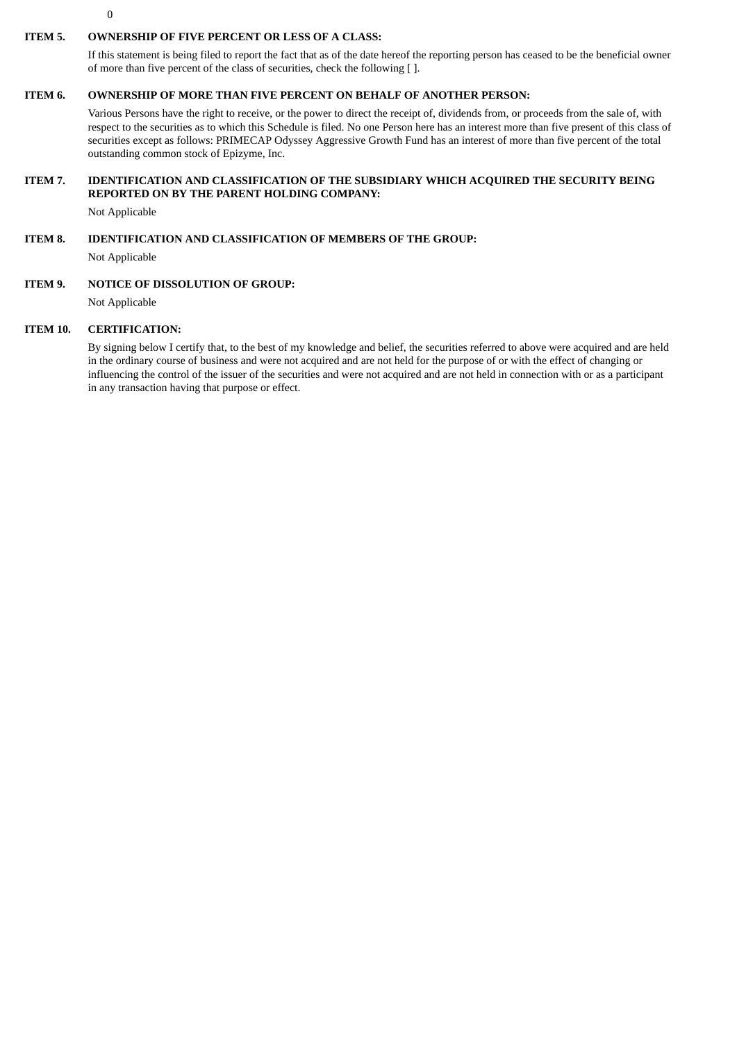0

**ITEM 5. OWNERSHIP OF FIVE PERCENT OR LESS OF A CLASS:**

If this statement is being filed to report the fact that as of the date hereof the reporting person has ceased to be the beneficial owner of more than five percent of the class of securities, check the following [ ].

**ITEM 6. OWNERSHIP OF MORE THAN FIVE PERCENT ON BEHALF OF ANOTHER PERSON:**

Various Persons have the right to receive, or the power to direct the receipt of, dividends from, or proceeds from the sale of, with respect to the securities as to which this Schedule is filed. No one Person here has an interest more than five present of this class of securities except as follows: PRIMECAP Odyssey Aggressive Growth Fund has an interest of more than five percent of the total outstanding common stock of Epizyme, Inc.

**ITEM 7. IDENTIFICATION AND CLASSIFICATION OF THE SUBSIDIARY WHICH ACQUIRED THE SECURITY BEING REPORTED ON BY THE PARENT HOLDING COMPANY:**

Not Applicable

**ITEM 8. IDENTIFICATION AND CLASSIFICATION OF MEMBERS OF THE GROUP:**

Not Applicable

**ITEM 9. NOTICE OF DISSOLUTION OF GROUP:**

Not Applicable

**ITEM 10. CERTIFICATION:**

By signing below I certify that, to the best of my knowledge and belief, the securities referred to above were acquired and are held in the ordinary course of business and were not acquired and are not held for the purpose of or with the effect of changing or influencing the control of the issuer of the securities and were not acquired and are not held in connection with or as a participant in any transaction having that purpose or effect.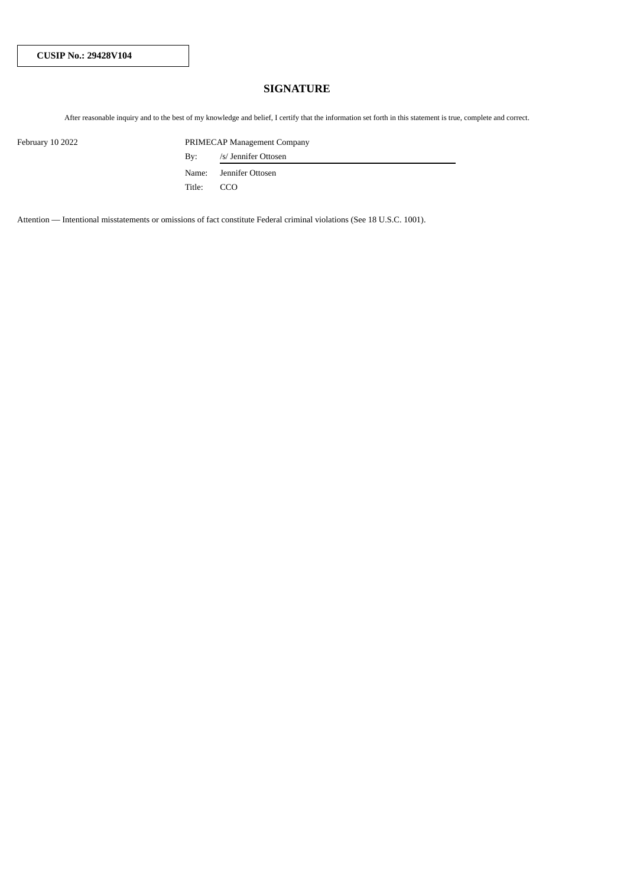**CUSIP No.: 29428V104**

## SIGNATURE

After reasonable inquiry and to the best of my knowledge and belief, I certify that the information set forth in this statement is true, complete and correct.

| | | |
|---|---|---|
| February 10 2022 | PRIMECAP Management Company | |
| | By: | /s/ Jennifer Ottosen |
| | Name: | Jennifer Ottosen |
| | Title: | CCO |

Attention — Intentional misstatements or omissions of fact constitute Federal criminal violations (See 18 U.S.C. 1001).